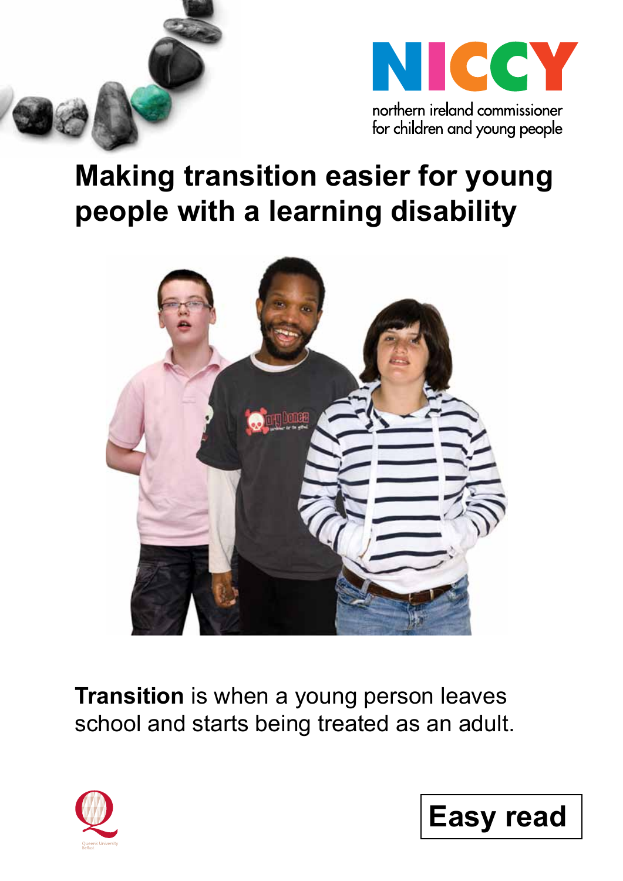NICCY

northern ireland commissioner for children and young people

# Making transition easier for young people with a learning disability

**Transition** is when a young person leaves school and starts being treated as an adult.

Queen's University Belfast

Easy read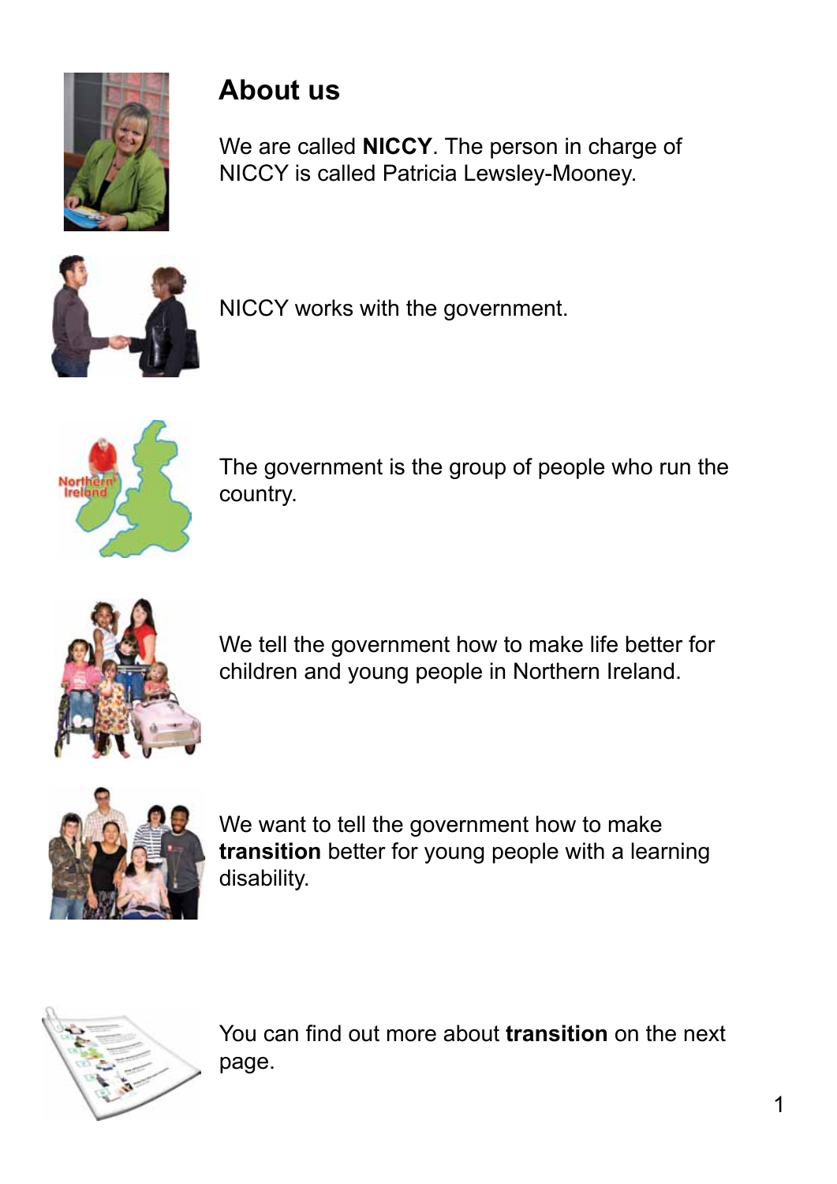## About us

We are called **NICCY**. The person in charge of NICCY is called Patricia Lewsley-Mooney.

NICCY works with the government.

The government is the group of people who run the country.

We tell the government how to make life better for children and young people in Northern Ireland.

We want to tell the government how to make **transition** better for young people with a learning disability.

You can find out more about **transition** on the next page.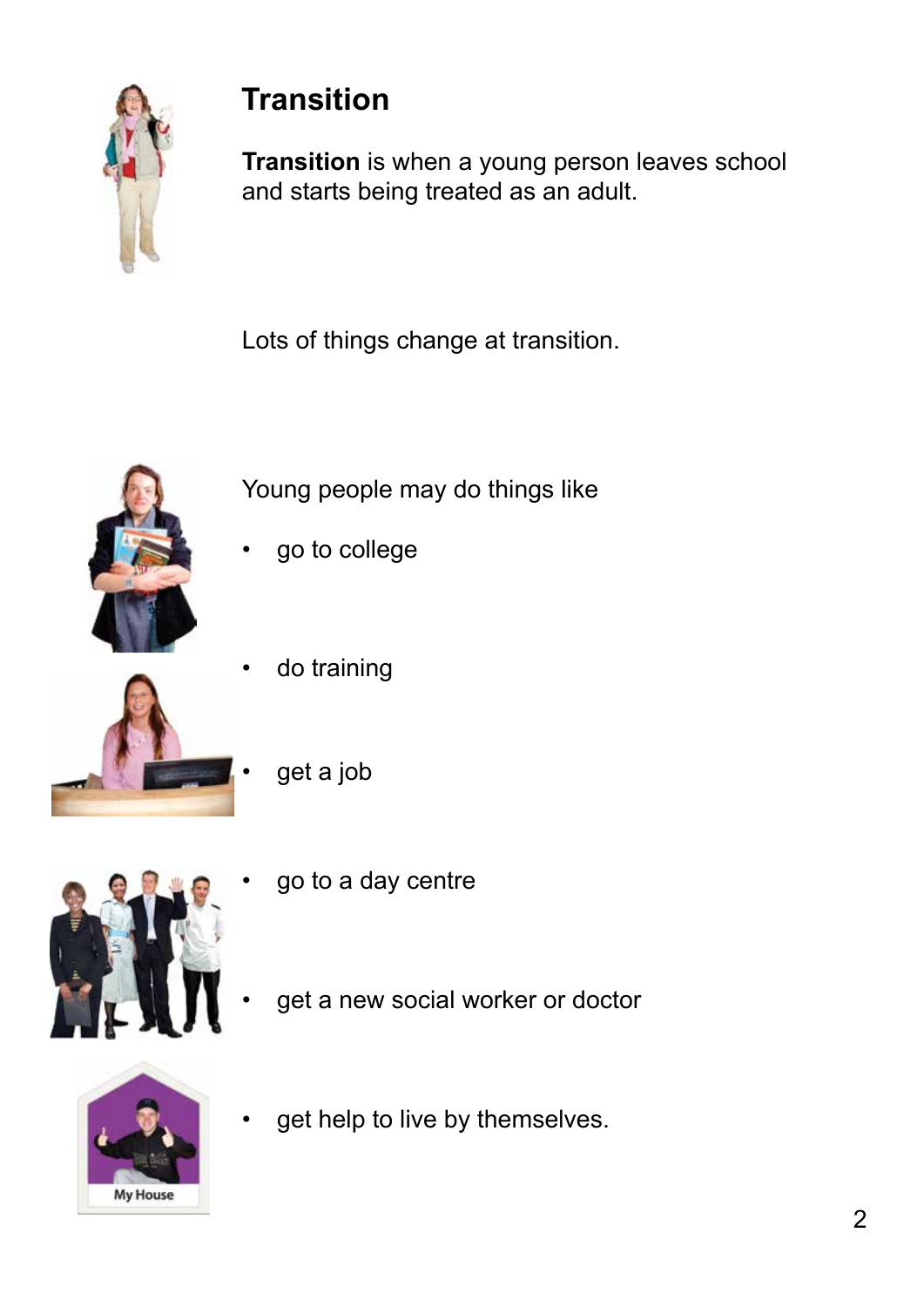## Transition

**Transition** is when a young person leaves school and starts being treated as an adult.

Lots of things change at transition.

Young people may do things like

- go to college
- do training
- get a job
- go to a day centre
- get a new social worker or doctor
- get help to live by themselves.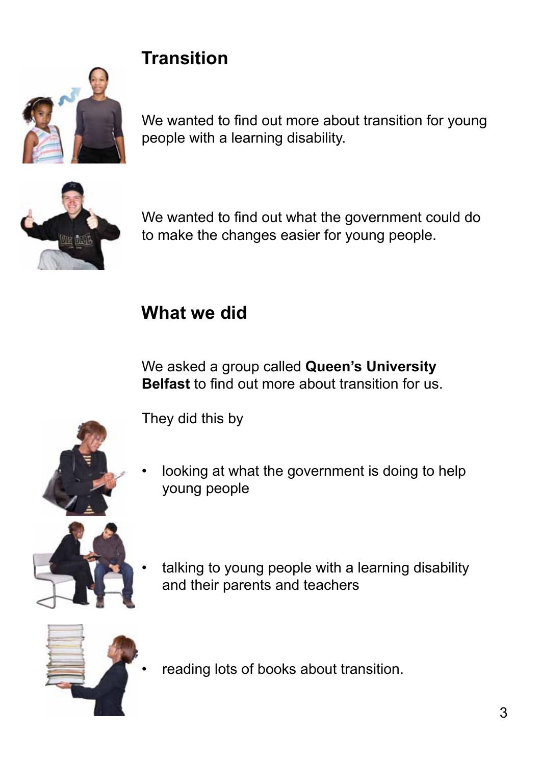## Transition

We wanted to find out more about transition for young people with a learning disability.

We wanted to find out what the government could do to make the changes easier for young people.

## What we did

We asked a group called **Queen's University Belfast** to find out more about transition for us.

They did this by

- looking at what the government is doing to help young people
- talking to young people with a learning disability and their parents and teachers
- reading lots of books about transition.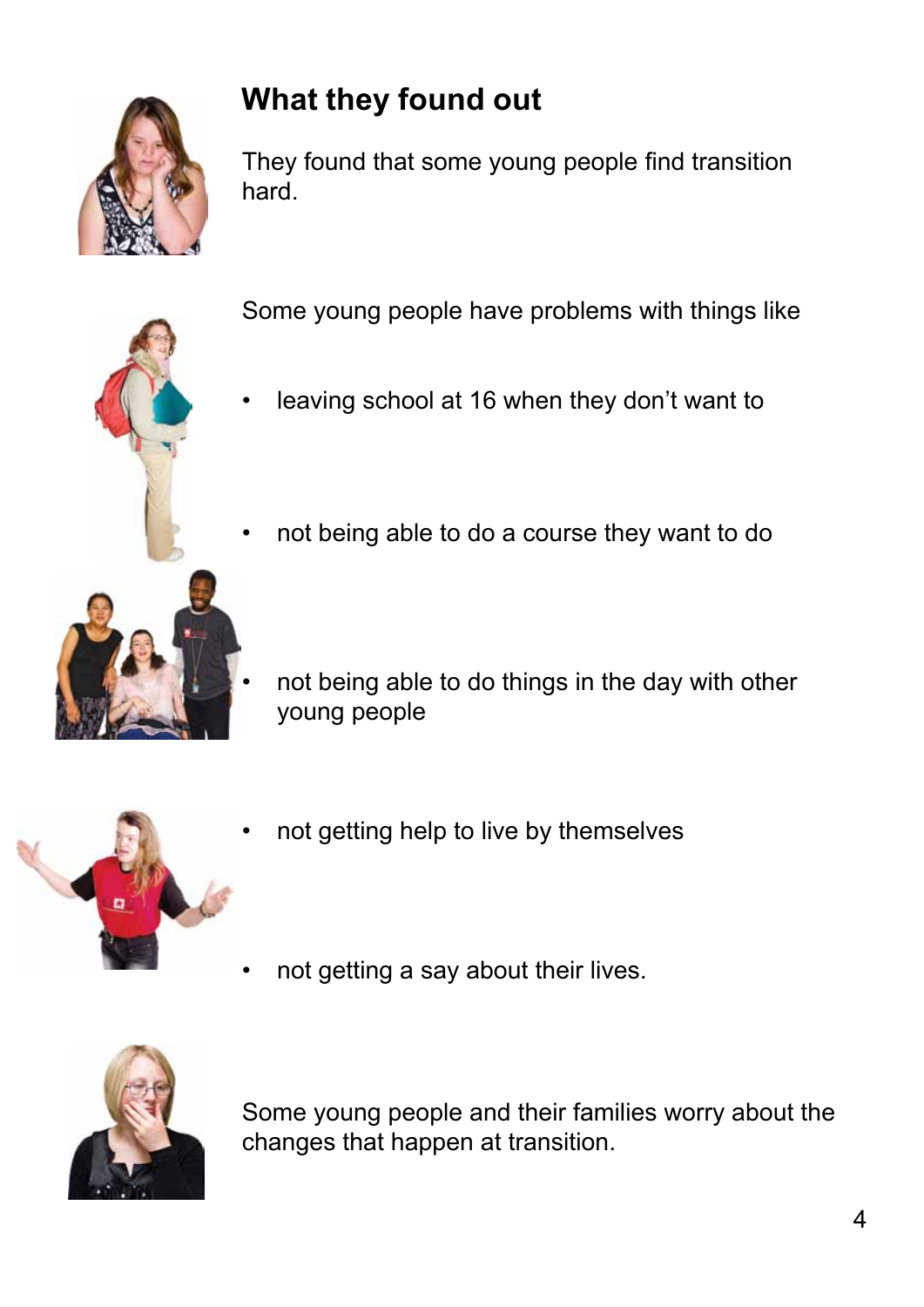## What they found out

They found that some young people find transition hard.

Some young people have problems with things like

- leaving school at 16 when they don't want to
- not being able to do a course they want to do
- not being able to do things in the day with other young people
- not getting help to live by themselves
- not getting a say about their lives.

Some young people and their families worry about the changes that happen at transition.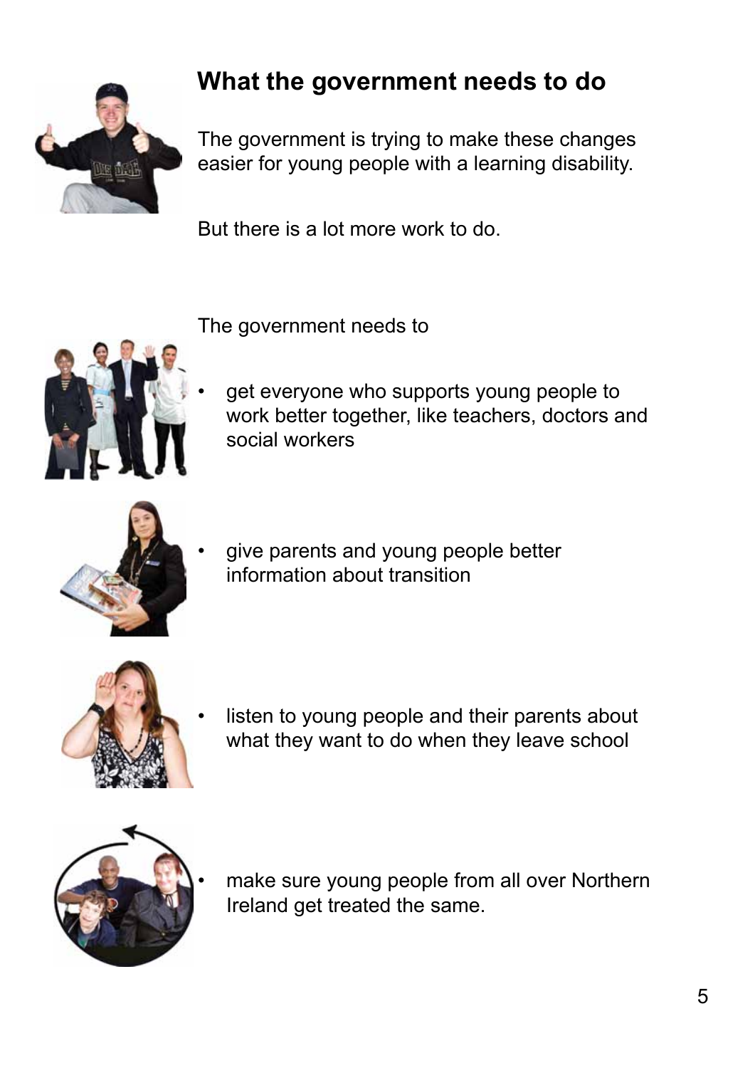## What the government needs to do

The government is trying to make these changes easier for young people with a learning disability.

But there is a lot more work to do.

The government needs to

- get everyone who supports young people to work better together, like teachers, doctors and social workers
- give parents and young people better information about transition
- listen to young people and their parents about what they want to do when they leave school
- make sure young people from all over Northern Ireland get treated the same.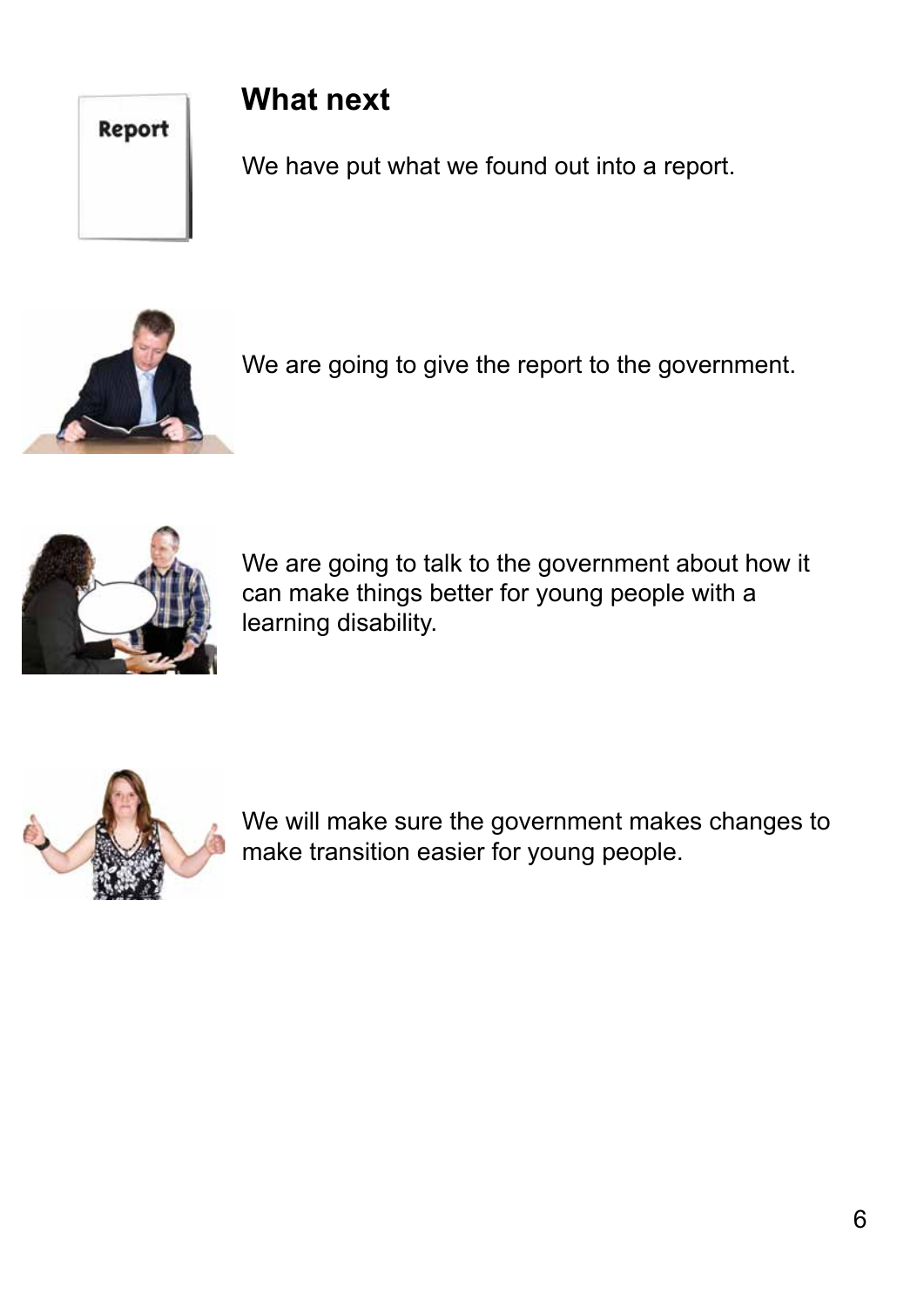## What next

We have put what we found out into a report.

We are going to give the report to the government.

We are going to talk to the government about how it can make things better for young people with a learning disability.

We will make sure the government makes changes to make transition easier for young people.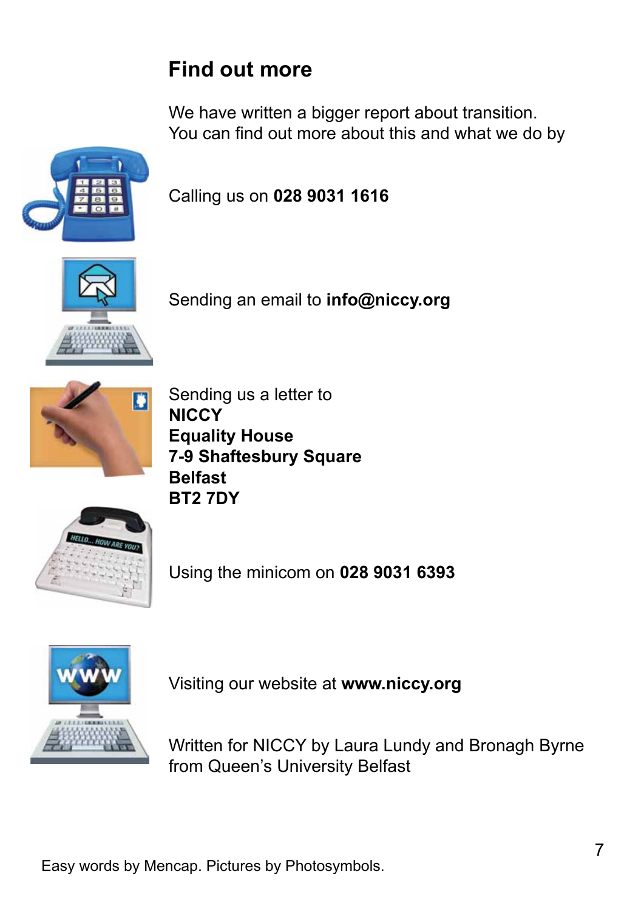## Find out more

We have written a bigger report about transition.
You can find out more about this and what we do by

Calling us on **028 9031 1616**

Sending an email to **info@niccy.org**

Sending us a letter to
**NICCY**
**Equality House**
**7-9 Shaftesbury Square**
**Belfast**
**BT2 7DY**

Using the minicom on **028 9031 6393**

Visiting our website at **www.niccy.org**

Written for NICCY by Laura Lundy and Bronagh Byrne from Queen's University Belfast

Easy words by Mencap. Pictures by Photosymbols.